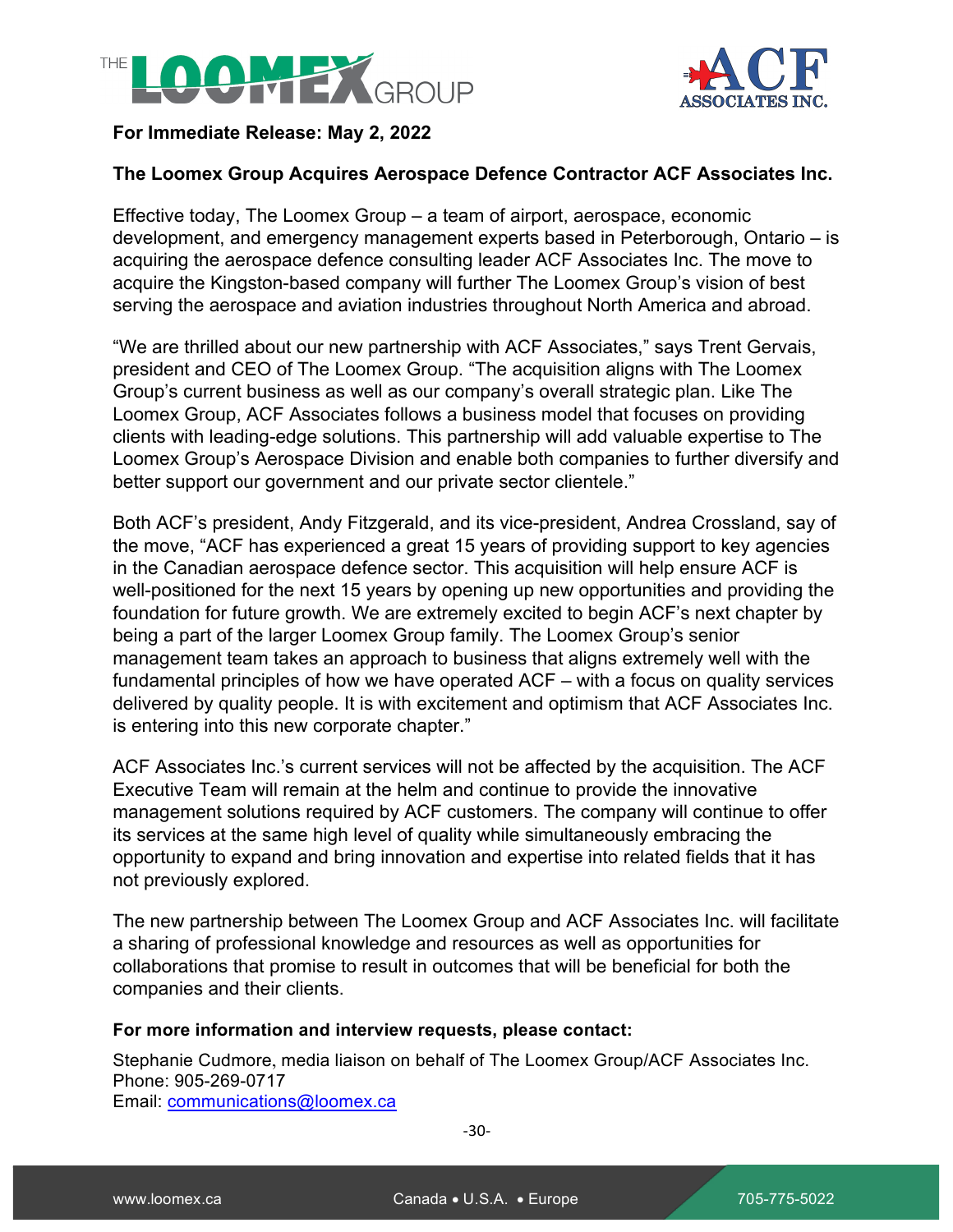**For Immediate Release: May 2, 2022**

## The Loomex Group Acquires Aerospace Defence Contractor ACF Associates Inc.

Effective today, The Loomex Group – a team of airport, aerospace, economic development, and emergency management experts based in Peterborough, Ontario – is acquiring the aerospace defence consulting leader ACF Associates Inc. The move to acquire the Kingston-based company will further The Loomex Group's vision of best serving the aerospace and aviation industries throughout North America and abroad.

"We are thrilled about our new partnership with ACF Associates," says Trent Gervais, president and CEO of The Loomex Group. "The acquisition aligns with The Loomex Group's current business as well as our company's overall strategic plan. Like The Loomex Group, ACF Associates follows a business model that focuses on providing clients with leading-edge solutions. This partnership will add valuable expertise to The Loomex Group's Aerospace Division and enable both companies to further diversify and better support our government and our private sector clientele."

Both ACF's president, Andy Fitzgerald, and its vice-president, Andrea Crossland, say of the move, "ACF has experienced a great 15 years of providing support to key agencies in the Canadian aerospace defence sector. This acquisition will help ensure ACF is well-positioned for the next 15 years by opening up new opportunities and providing the foundation for future growth. We are extremely excited to begin ACF's next chapter by being a part of the larger Loomex Group family. The Loomex Group's senior management team takes an approach to business that aligns extremely well with the fundamental principles of how we have operated ACF – with a focus on quality services delivered by quality people. It is with excitement and optimism that ACF Associates Inc. is entering into this new corporate chapter."

ACF Associates Inc.'s current services will not be affected by the acquisition. The ACF Executive Team will remain at the helm and continue to provide the innovative management solutions required by ACF customers. The company will continue to offer its services at the same high level of quality while simultaneously embracing the opportunity to expand and bring innovation and expertise into related fields that it has not previously explored.

The new partnership between The Loomex Group and ACF Associates Inc. will facilitate a sharing of professional knowledge and resources as well as opportunities for collaborations that promise to result in outcomes that will be beneficial for both the companies and their clients.

**For more information and interview requests, please contact:**

Stephanie Cudmore, media liaison on behalf of The Loomex Group/ACF Associates Inc.
Phone: 905-269-0717
Email: communications@loomex.ca

-30-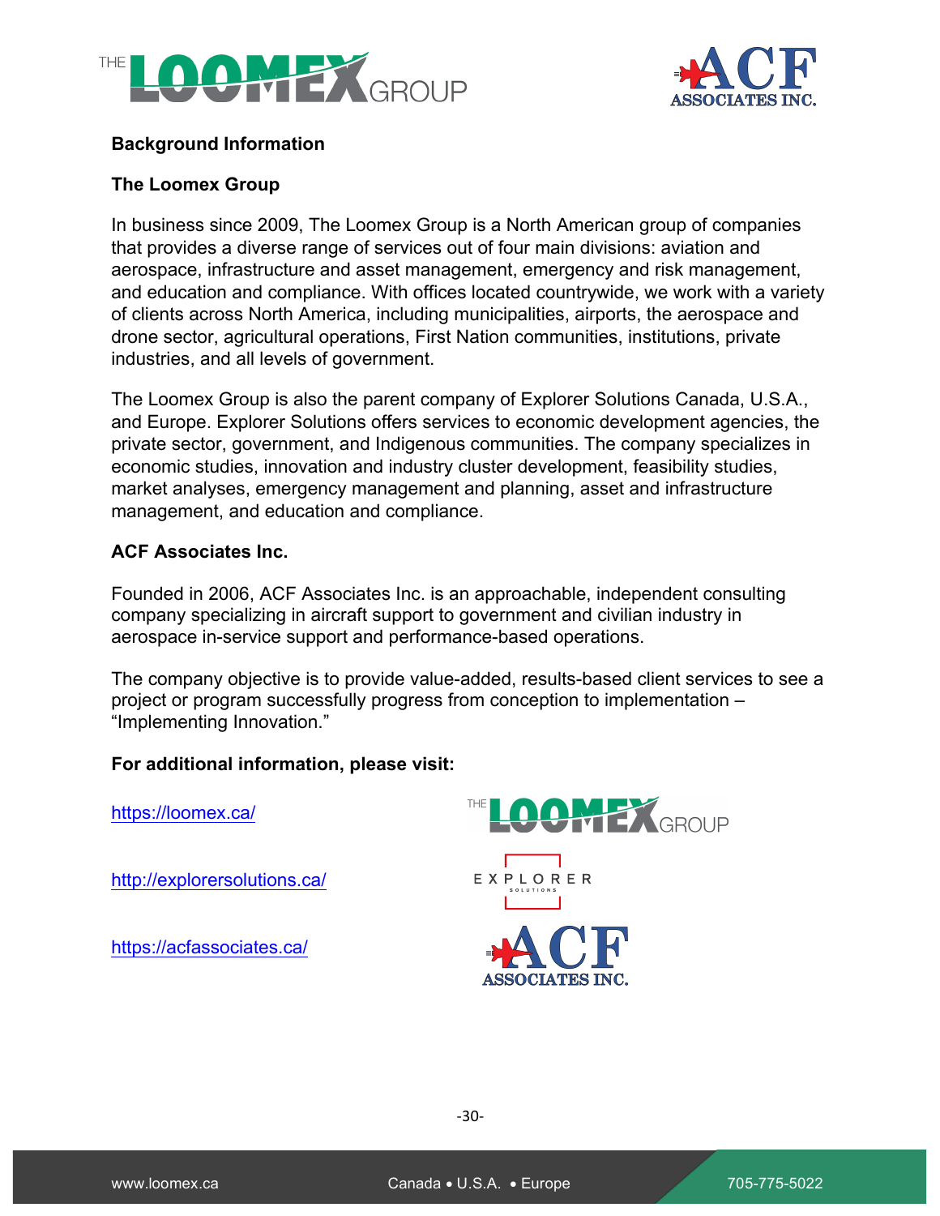## Background Information

### The Loomex Group

In business since 2009, The Loomex Group is a North American group of companies that provides a diverse range of services out of four main divisions: aviation and aerospace, infrastructure and asset management, emergency and risk management, and education and compliance. With offices located countrywide, we work with a variety of clients across North America, including municipalities, airports, the aerospace and drone sector, agricultural operations, First Nation communities, institutions, private industries, and all levels of government.

The Loomex Group is also the parent company of Explorer Solutions Canada, U.S.A., and Europe. Explorer Solutions offers services to economic development agencies, the private sector, government, and Indigenous communities. The company specializes in economic studies, innovation and industry cluster development, feasibility studies, market analyses, emergency management and planning, asset and infrastructure management, and education and compliance.

### ACF Associates Inc.

Founded in 2006, ACF Associates Inc. is an approachable, independent consulting company specializing in aircraft support to government and civilian industry in aerospace in-service support and performance-based operations.

The company objective is to provide value-added, results-based client services to see a project or program successfully progress from conception to implementation – "Implementing Innovation."

**For additional information, please visit:**

https://loomex.ca/

http://explorersolutions.ca/

https://acfassociates.ca/